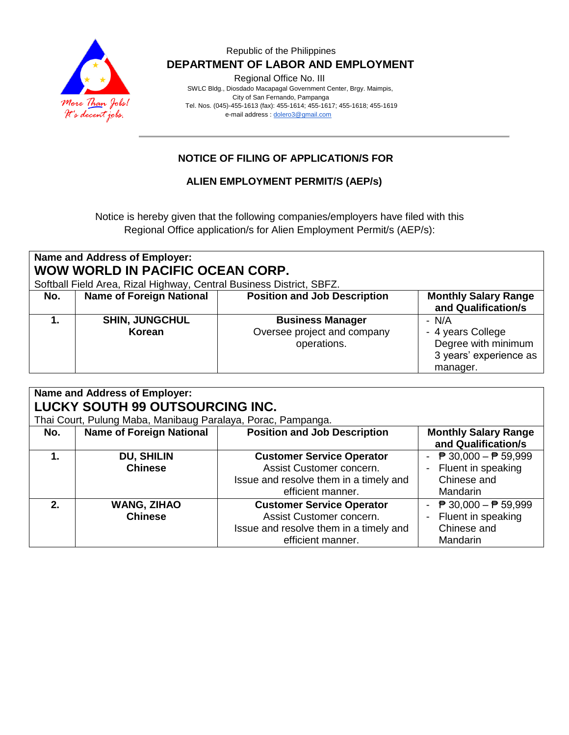Republic of the Philippines
**DEPARTMENT OF LABOR AND EMPLOYMENT**
Regional Office No. III
SWLC Bldg., Diosdado Macapagal Government Center, Brgy. Maimpis,
City of San Fernando, Pampanga
Tel. Nos. (045)-455-1613 (fax): 455-1614; 455-1617; 455-1618; 455-1619
e-mail address : dolero3@gmail.com

## NOTICE OF FILING OF APPLICATION/S FOR

## ALIEN EMPLOYMENT PERMIT/S (AEP/s)

Notice is hereby given that the following companies/employers have filed with this Regional Office application/s for Alien Employment Permit/s (AEP/s):

**Name and Address of Employer:**
**WOW WORLD IN PACIFIC OCEAN CORP.**
Softball Field Area, Rizal Highway, Central Business District, SBFZ.

| No. | Name of Foreign National | Position and Job Description | Monthly Salary Range and Qualification/s |
|---|---|---|---|
| **1.** | **SHIN, JUNGCHUL** **Korean** | **Business Manager** Oversee project and company operations. | - N/A - 4 years College Degree with minimum 3 years' experience as manager. |

**Name and Address of Employer:**
**LUCKY SOUTH 99 OUTSOURCING INC.**
Thai Court, Pulung Maba, Manibaug Paralaya, Porac, Pampanga.

| No. | Name of Foreign National | Position and Job Description | Monthly Salary Range and Qualification/s |
|---|---|---|---|
| **1.** | **DU, SHILIN** **Chinese** | **Customer Service Operator** Assist Customer concern. Issue and resolve them in a timely and efficient manner. | - ₱ 30,000 – ₱ 59,999 - Fluent in speaking Chinese and Mandarin |
| **2.** | **WANG, ZIHAO** **Chinese** | **Customer Service Operator** Assist Customer concern. Issue and resolve them in a timely and efficient manner. | - ₱ 30,000 – ₱ 59,999 - Fluent in speaking Chinese and Mandarin |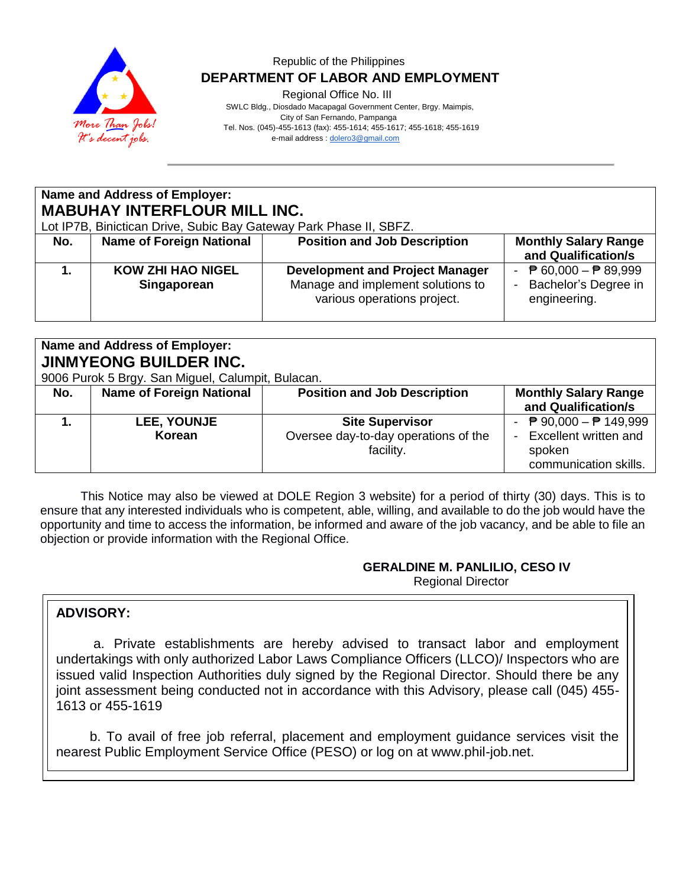Republic of the Philippines
**DEPARTMENT OF LABOR AND EMPLOYMENT**
Regional Office No. III
SWLC Bldg., Diosdado Macapagal Government Center, Brgy. Maimpis,
City of San Fernando, Pampanga
Tel. Nos. (045)-455-1613 (fax): 455-1614; 455-1617; 455-1618; 455-1619
e-mail address : dolero3@gmail.com

**Name and Address of Employer:**
**MABUHAY INTERFLOUR MILL INC.**
Lot IP7B, Binictican Drive, Subic Bay Gateway Park Phase II, SBFZ.

| No. | Name of Foreign National | Position and Job Description | Monthly Salary Range and Qualification/s |
|---|---|---|---|
| **1.** | **KOW ZHI HAO NIGEL** **Singaporean** | **Development and Project Manager** Manage and implement solutions to various operations project. | - ₱ 60,000 – ₱ 89,999 - Bachelor's Degree in engineering. |

**Name and Address of Employer:**
**JINMYEONG BUILDER INC.**
9006 Purok 5 Brgy. San Miguel, Calumpit, Bulacan.

| No. | Name of Foreign National | Position and Job Description | Monthly Salary Range and Qualification/s |
|---|---|---|---|
| **1.** | **LEE, YOUNJE** **Korean** | **Site Supervisor** Oversee day-to-day operations of the facility. | - ₱ 90,000 – ₱ 149,999 - Excellent written and spoken communication skills. |

This Notice may also be viewed at DOLE Region 3 website) for a period of thirty (30) days. This is to ensure that any interested individuals who is competent, able, willing, and available to do the job would have the opportunity and time to access the information, be informed and aware of the job vacancy, and be able to file an objection or provide information with the Regional Office.

**GERALDINE M. PANLILIO, CESO IV**
Regional Director

**ADVISORY:**

a. Private establishments are hereby advised to transact labor and employment undertakings with only authorized Labor Laws Compliance Officers (LLCO)/ Inspectors who are issued valid Inspection Authorities duly signed by the Regional Director. Should there be any joint assessment being conducted not in accordance with this Advisory, please call (045) 455-1613 or 455-1619

b. To avail of free job referral, placement and employment guidance services visit the nearest Public Employment Service Office (PESO) or log on at www.phil-job.net.